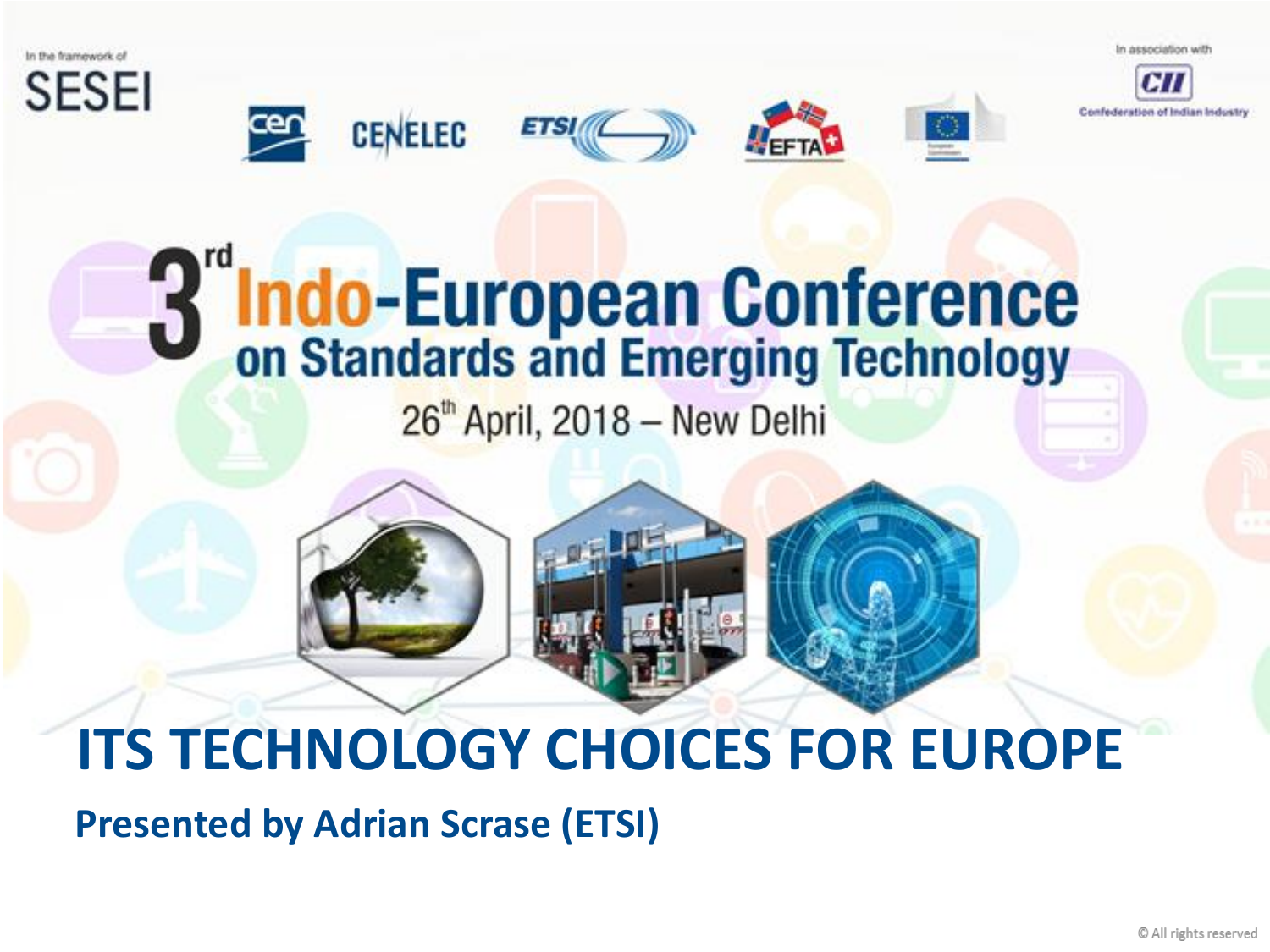In the framework of

SESEI

CEN CENELEC ETSI EFTA

In association with

CII Confederation of Indian Industry

# 3rd Indo-European Conference on Standards and Emerging Technology

26th April, 2018 – New Delhi

# ITS TECHNOLOGY CHOICES FOR EUROPE

**Presented by Adrian Scrase (ETSI)**

© All rights reserved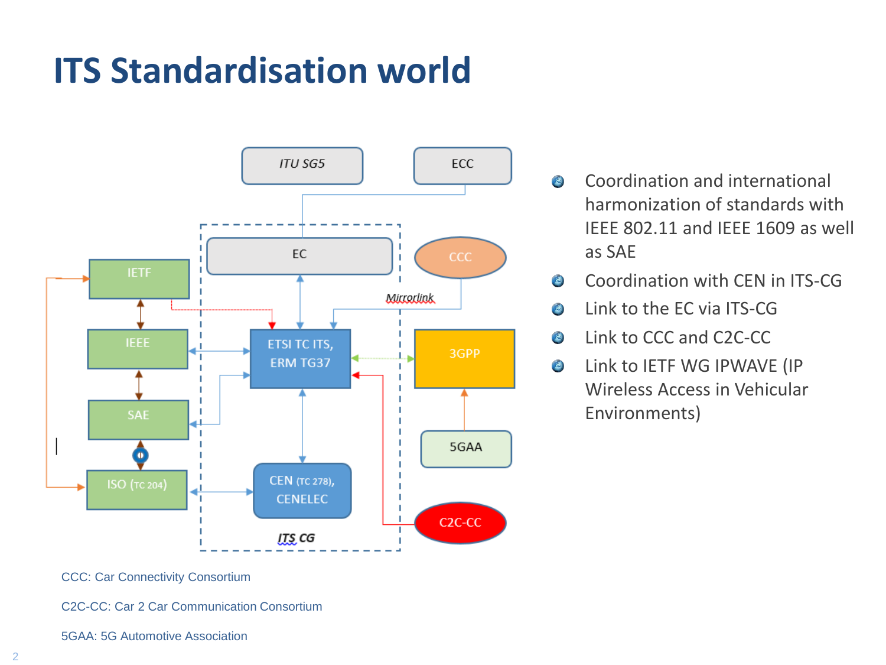# ITS Standardisation world

- Coordination and international harmonization of standards with IEEE 802.11 and IEEE 1609 as well as SAE
- Coordination with CEN in ITS-CG
- Link to the EC via ITS-CG
- Link to CCC and C2C-CC
- Link to IETF WG IPWAVE (IP Wireless Access in Vehicular Environments)

CCC: Car Connectivity Consortium

C2C-CC: Car 2 Car Communication Consortium

5GAA: 5G Automotive Association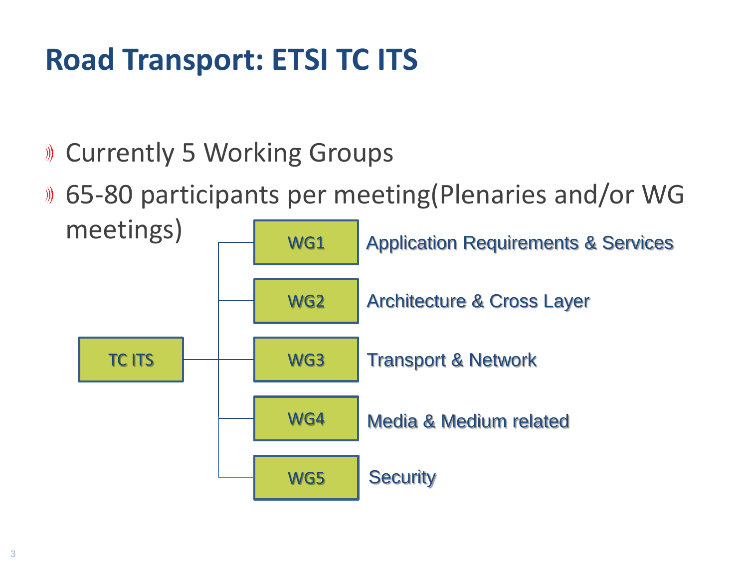# Road Transport: ETSI TC ITS

- Currently 5 Working Groups
- 65-80 participants per meeting(Plenaries and/or WG meetings)

TC ITS

- WG1 — Application Requirements & Services
- WG2 — Architecture & Cross Layer
- WG3 — Transport & Network
- WG4 — Media & Medium related
- WG5 — Security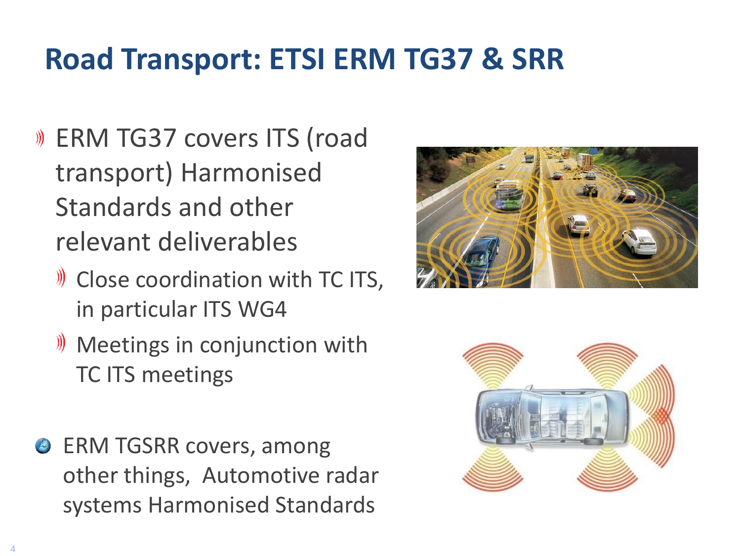# Road Transport: ETSI ERM TG37 & SRR

- ERM TG37 covers ITS (road transport) Harmonised Standards and other relevant deliverables
  - Close coordination with TC ITS, in particular ITS WG4
  - Meetings in conjunction with TC ITS meetings

- ERM TGSRR covers, among other things, Automotive radar systems Harmonised Standards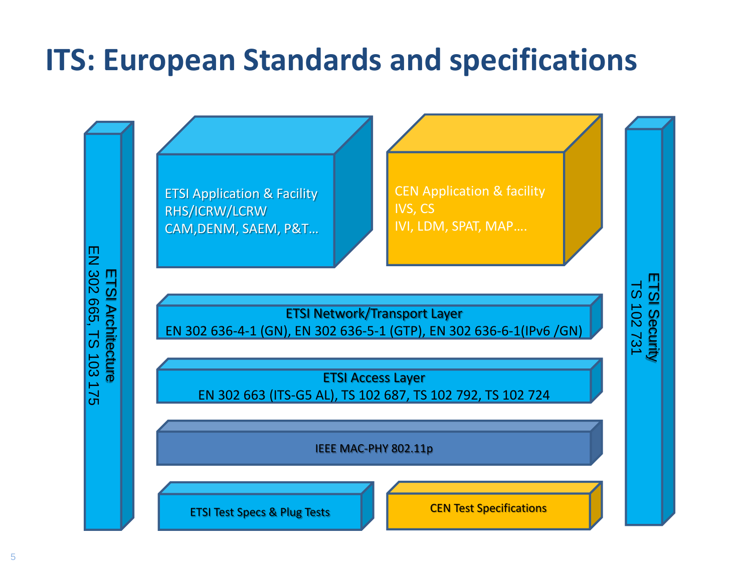# ITS: European Standards and specifications

**ETSI Architecture**
EN 302 665, TS 103 175

**ETSI Application & Facility**
RHS/ICRW/LCRW
CAM,DENM, SAEM, P&T…

**CEN Application & facility**
IVS, CS
IVI, LDM, SPAT, MAP….

**ETSI Network/Transport Layer**
EN 302 636-4-1 (GN), EN 302 636-5-1 (GTP), EN 302 636-6-1(IPv6 /GN)

**ETSI Access Layer**
EN 302 663 (ITS-G5 AL), TS 102 687, TS 102 792, TS 102 724

**IEEE MAC-PHY 802.11p**

**ETSI Test Specs & Plug Tests**

**CEN Test Specifications**

**ETSI Security**
TS 102 731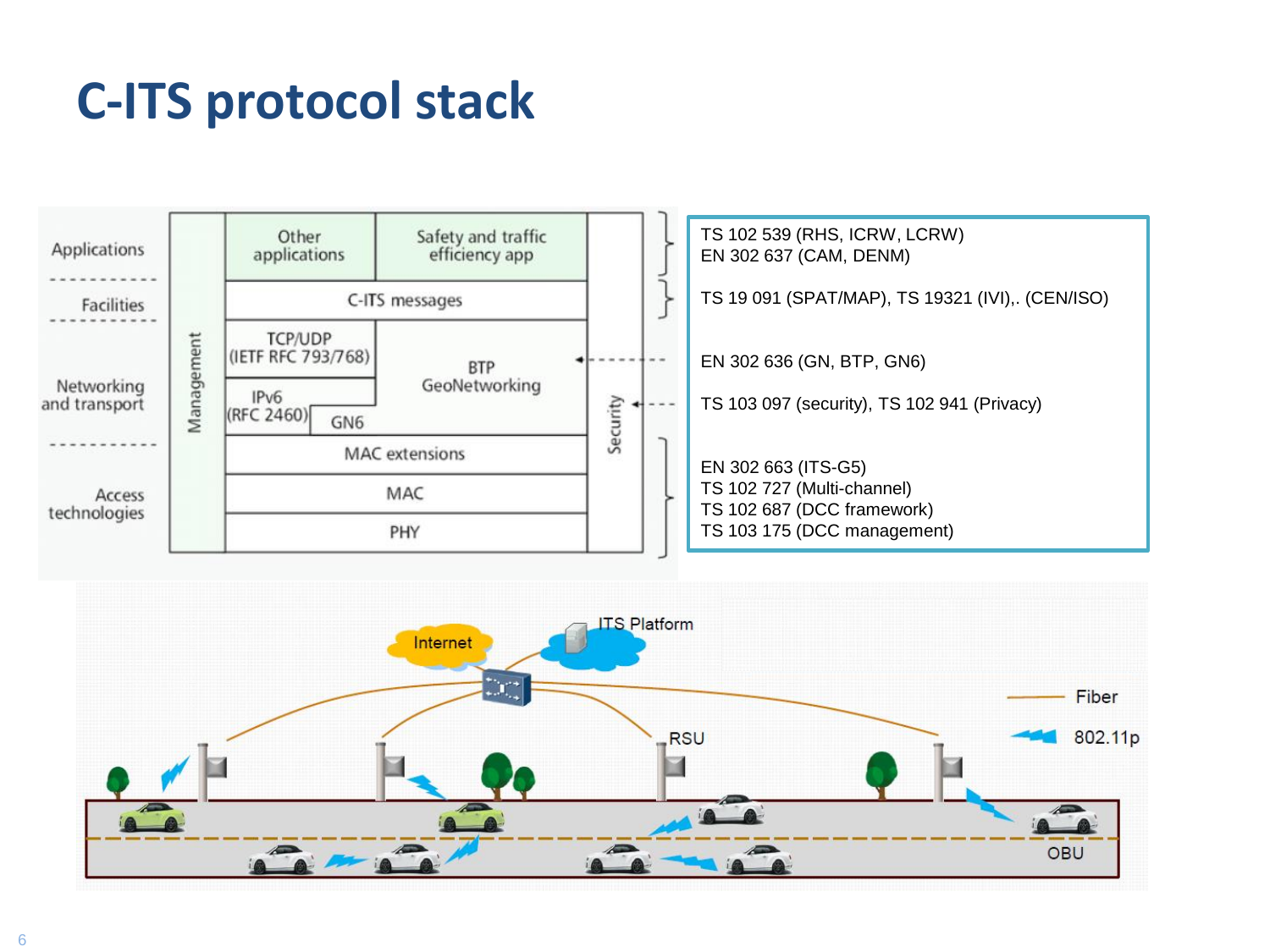# C-ITS protocol stack

TS 102 539 (RHS, ICRW, LCRW)
EN 302 637 (CAM, DENM)

TS 19 091 (SPAT/MAP), TS 19321 (IVI),. (CEN/ISO)

EN 302 636 (GN, BTP, GN6)

TS 103 097 (security), TS 102 941 (Privacy)

EN 302 663 (ITS-G5)
TS 102 727 (Multi-channel)
TS 102 687 (DCC framework)
TS 103 175 (DCC management)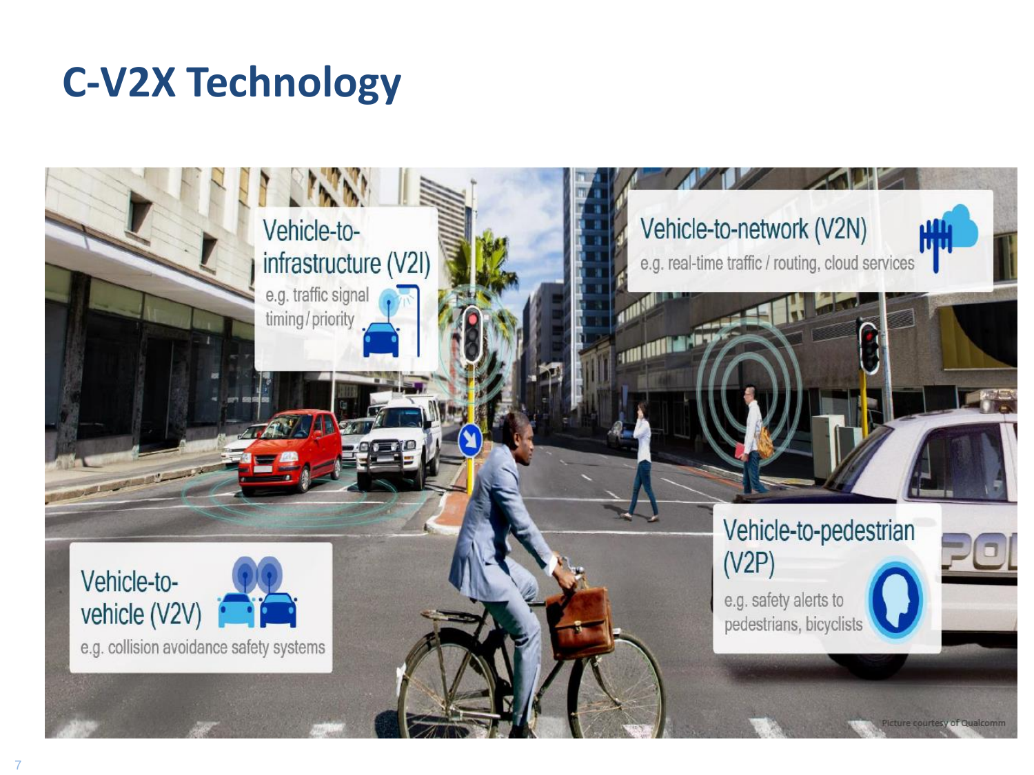# C-V2X Technology

Vehicle-to-infrastructure (V2I)

e.g. traffic signal timing/priority

Vehicle-to-network (V2N)

e.g. real-time traffic / routing, cloud services

Vehicle-to-vehicle (V2V)

e.g. collision avoidance safety systems

Vehicle-to-pedestrian (V2P)

e.g. safety alerts to pedestrians, bicyclists

Picture courtesy of Qualcomm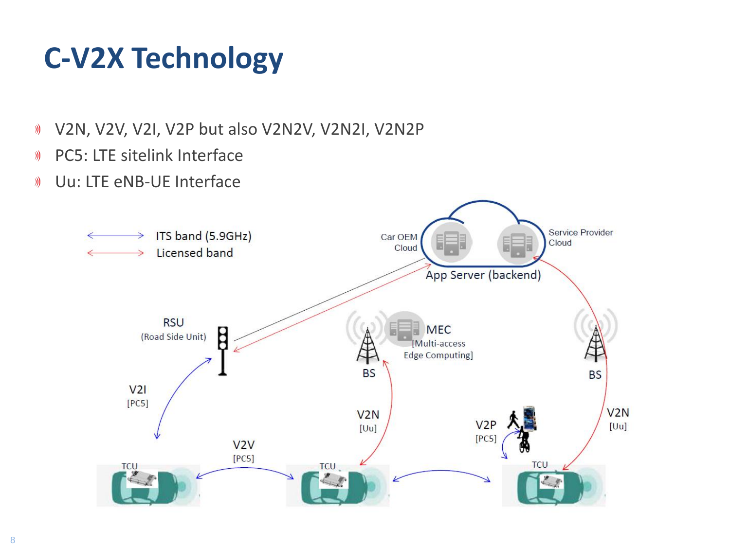# C-V2X Technology

- V2N, V2V, V2I, V2P but also V2N2V, V2N2I, V2N2P
- PC5: LTE sitelink Interface
- Uu: LTE eNB-UE Interface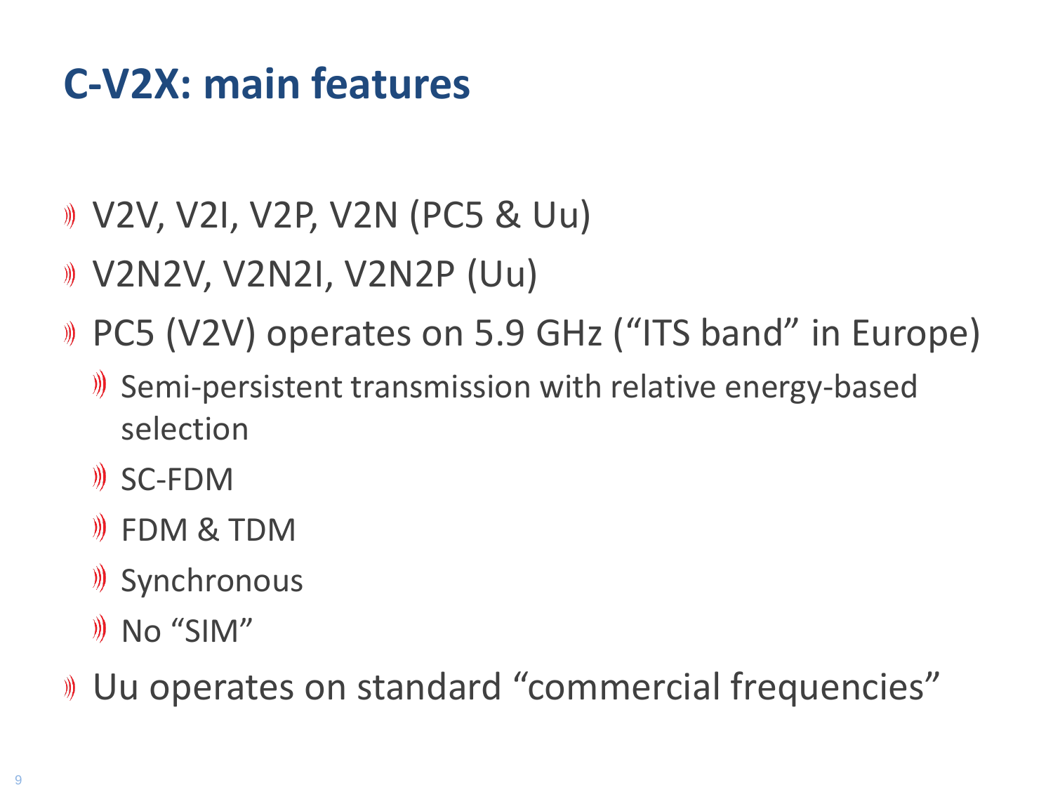# C-V2X: main features

- V2V, V2I, V2P, V2N (PC5 & Uu)
- V2N2V, V2N2I, V2N2P (Uu)
- PC5 (V2V) operates on 5.9 GHz (“ITS band” in Europe)
  - Semi-persistent transmission with relative energy-based selection
  - SC-FDM
  - FDM & TDM
  - Synchronous
  - No “SIM”
- Uu operates on standard “commercial frequencies”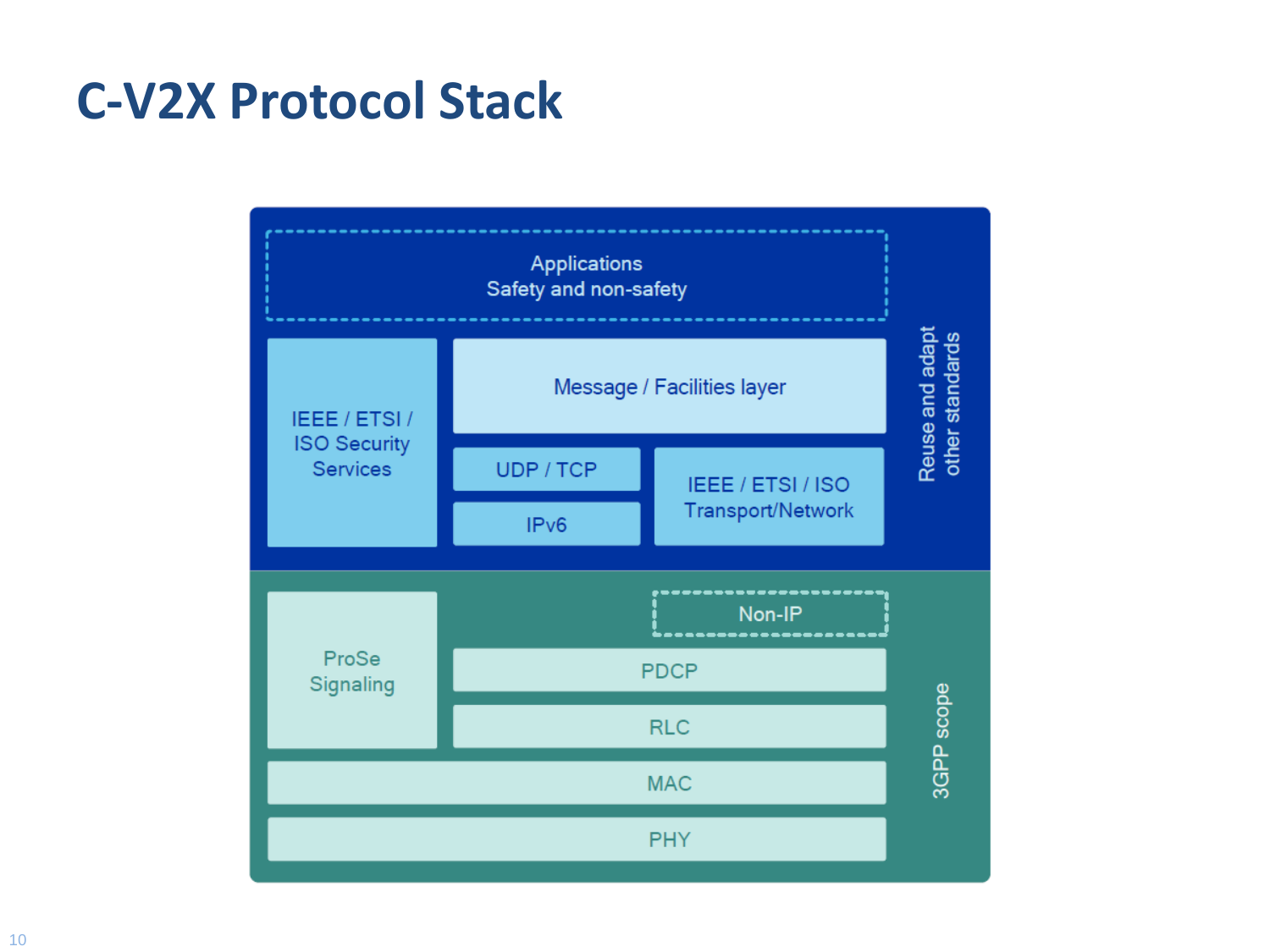# C-V2X Protocol Stack

Applications
Safety and non-safety

IEEE / ETSI / ISO Security Services

Message / Facilities layer

UDP / TCP

IPv6

IEEE / ETSI / ISO Transport/Network

Reuse and adapt other standards

ProSe Signaling

Non-IP

PDCP

RLC

MAC

PHY

3GPP scope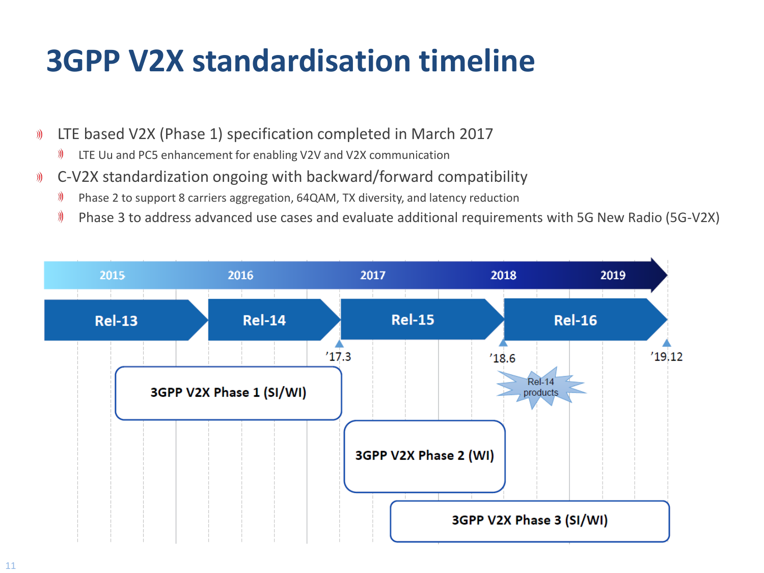# 3GPP V2X standardisation timeline

- LTE based V2X (Phase 1) specification completed in March 2017
  - LTE Uu and PC5 enhancement for enabling V2V and V2X communication
- C-V2X standardization ongoing with backward/forward compatibility
  - Phase 2 to support 8 carriers aggregation, 64QAM, TX diversity, and latency reduction
  - Phase 3 to address advanced use cases and evaluate additional requirements with 5G New Radio (5G-V2X)

2015 | 2016 | 2017 | 2018 | 2019

Rel-13 | Rel-14 | Rel-15 | Rel-16

'17.3 | '18.6 | '19.12

Rel-14 products

3GPP V2X Phase 1 (SI/WI)

3GPP V2X Phase 2 (WI)

3GPP V2X Phase 3 (SI/WI)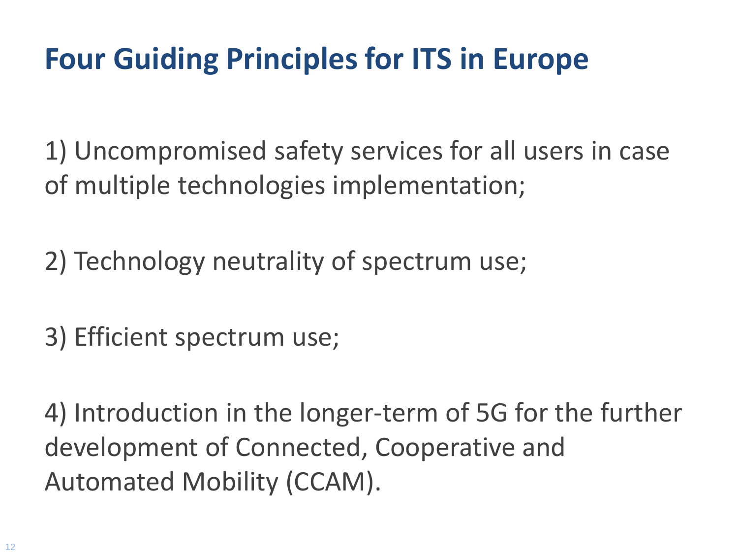# Four Guiding Principles for ITS in Europe

1) Uncompromised safety services for all users in case of multiple technologies implementation;

2) Technology neutrality of spectrum use;

3) Efficient spectrum use;

4) Introduction in the longer-term of 5G for the further development of Connected, Cooperative and Automated Mobility (CCAM).